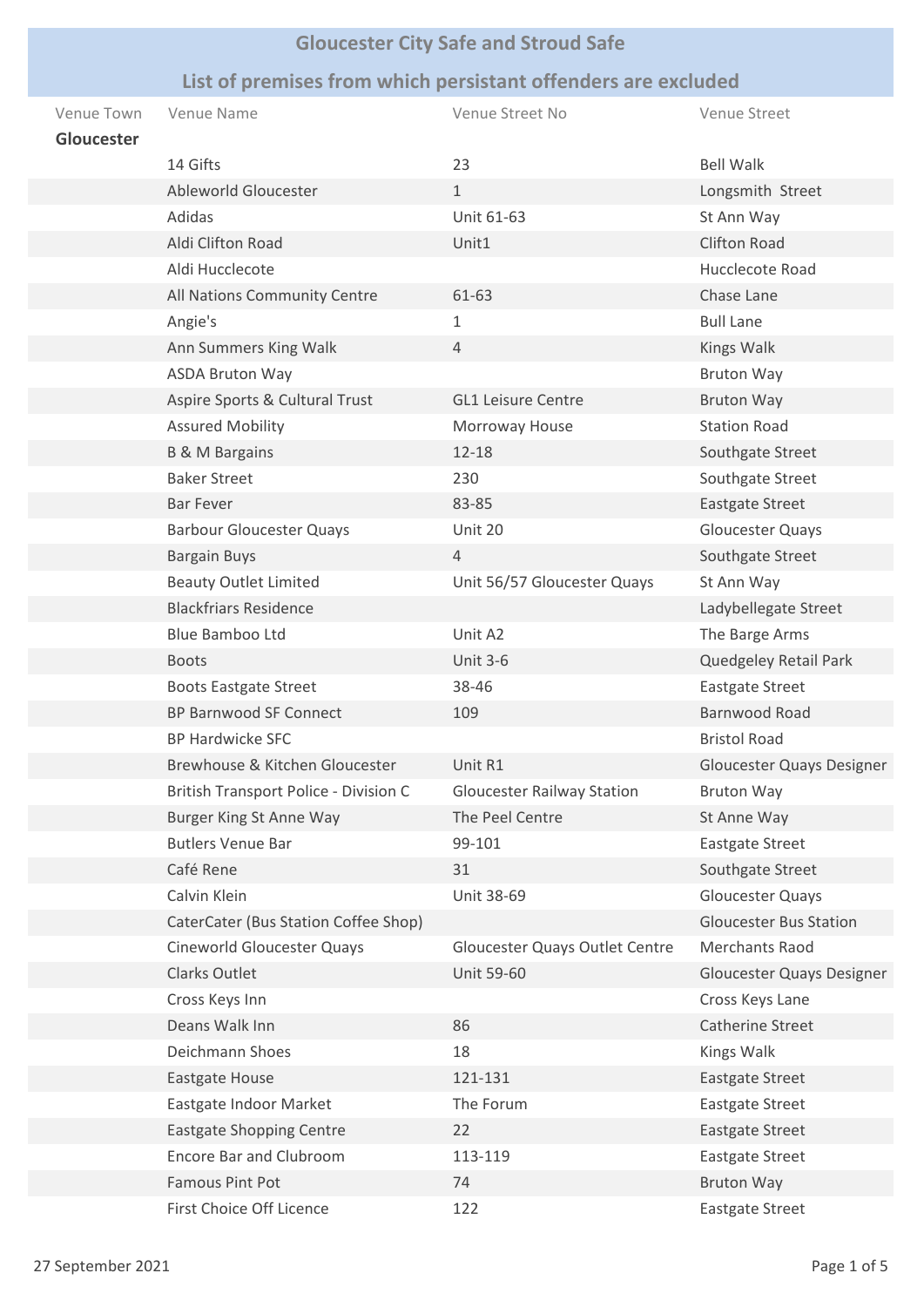# Gloucester City Safe and Stroud Safe

## List of premises from which persistant offenders are excluded

| Venue Town | Venue Name | Venue Street No | Venue Street |
|---|---|---|---|
| **Gloucester** | | | |
| | 14 Gifts | 23 | Bell Walk |
| | Ableworld Gloucester | 1 | Longsmith Street |
| | Adidas | Unit 61-63 | St Ann Way |
| | Aldi Clifton Road | Unit1 | Clifton Road |
| | Aldi Hucclecote | | Hucclecote Road |
| | All Nations Community Centre | 61-63 | Chase Lane |
| | Angie's | 1 | Bull Lane |
| | Ann Summers King Walk | 4 | Kings Walk |
| | ASDA Bruton Way | | Bruton Way |
| | Aspire Sports & Cultural Trust | GL1 Leisure Centre | Bruton Way |
| | Assured Mobility | Morroway House | Station Road |
| | B & M Bargains | 12-18 | Southgate Street |
| | Baker Street | 230 | Southgate Street |
| | Bar Fever | 83-85 | Eastgate Street |
| | Barbour Gloucester Quays | Unit 20 | Gloucester Quays |
| | Bargain Buys | 4 | Southgate Street |
| | Beauty Outlet Limited | Unit 56/57 Gloucester Quays | St Ann Way |
| | Blackfriars Residence | | Ladybellegate Street |
| | Blue Bamboo Ltd | Unit A2 | The Barge Arms |
| | Boots | Unit 3-6 | Quedgeley Retail Park |
| | Boots Eastgate Street | 38-46 | Eastgate Street |
| | BP Barnwood SF Connect | 109 | Barnwood Road |
| | BP Hardwicke SFC | | Bristol Road |
| | Brewhouse & Kitchen Gloucester | Unit R1 | Gloucester Quays Designer |
| | British Transport Police - Division C | Gloucester Railway Station | Bruton Way |
| | Burger King St Anne Way | The Peel Centre | St Anne Way |
| | Butlers Venue Bar | 99-101 | Eastgate Street |
| | Café Rene | 31 | Southgate Street |
| | Calvin Klein | Unit 38-69 | Gloucester Quays |
| | CaterCater (Bus Station Coffee Shop) | | Gloucester Bus Station |
| | Cineworld Gloucester Quays | Gloucester Quays Outlet Centre | Merchants Raod |
| | Clarks Outlet | Unit 59-60 | Gloucester Quays Designer |
| | Cross Keys Inn | | Cross Keys Lane |
| | Deans Walk Inn | 86 | Catherine Street |
| | Deichmann Shoes | 18 | Kings Walk |
| | Eastgate House | 121-131 | Eastgate Street |
| | Eastgate Indoor Market | The Forum | Eastgate Street |
| | Eastgate Shopping Centre | 22 | Eastgate Street |
| | Encore Bar and Clubroom | 113-119 | Eastgate Street |
| | Famous Pint Pot | 74 | Bruton Way |
| | First Choice Off Licence | 122 | Eastgate Street |

27 September 2021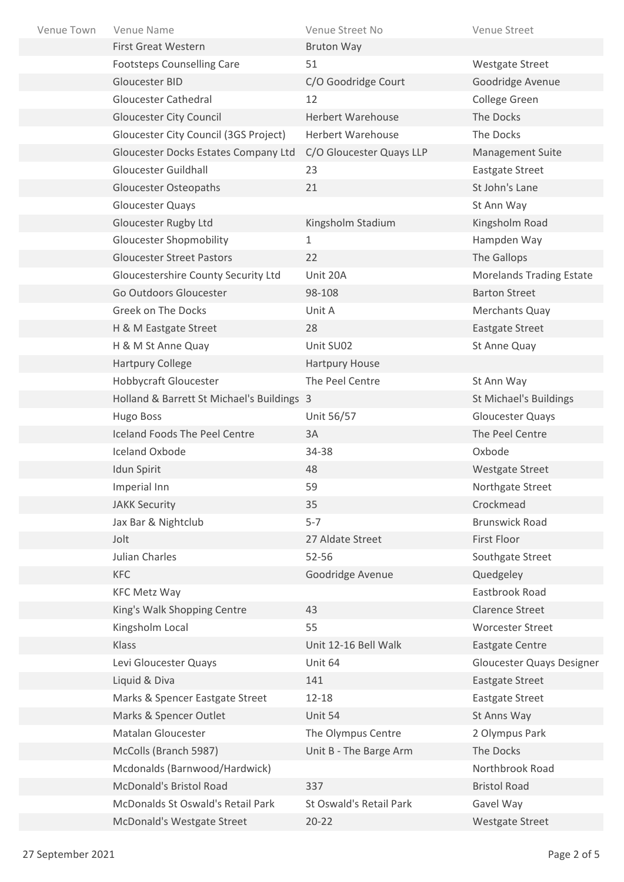| Venue Town | Venue Name | Venue Street No | Venue Street |
|---|---|---|---|
| | First Great Western | Bruton Way | |
| | Footsteps Counselling Care | 51 | Westgate Street |
| | Gloucester BID | C/O Goodridge Court | Goodridge Avenue |
| | Gloucester Cathedral | 12 | College Green |
| | Gloucester City Council | Herbert Warehouse | The Docks |
| | Gloucester City Council (3GS Project) | Herbert Warehouse | The Docks |
| | Gloucester Docks Estates Company Ltd | C/O Gloucester Quays LLP | Management Suite |
| | Gloucester Guildhall | 23 | Eastgate Street |
| | Gloucester Osteopaths | 21 | St John's Lane |
| | Gloucester Quays | | St Ann Way |
| | Gloucester Rugby Ltd | Kingsholm Stadium | Kingsholm Road |
| | Gloucester Shopmobility | 1 | Hampden Way |
| | Gloucester Street Pastors | 22 | The Gallops |
| | Gloucestershire County Security Ltd | Unit 20A | Morelands Trading Estate |
| | Go Outdoors Gloucester | 98-108 | Barton Street |
| | Greek on The Docks | Unit A | Merchants Quay |
| | H & M Eastgate Street | 28 | Eastgate Street |
| | H & M St Anne Quay | Unit SU02 | St Anne Quay |
| | Hartpury College | Hartpury House | |
| | Hobbycraft Gloucester | The Peel Centre | St Ann Way |
| | Holland & Barrett St Michael's Buildings | 3 | St Michael's Buildings |
| | Hugo Boss | Unit 56/57 | Gloucester Quays |
| | Iceland Foods The Peel Centre | 3A | The Peel Centre |
| | Iceland Oxbode | 34-38 | Oxbode |
| | Idun Spirit | 48 | Westgate Street |
| | Imperial Inn | 59 | Northgate Street |
| | JAKK Security | 35 | Crockmead |
| | Jax Bar & Nightclub | 5-7 | Brunswick Road |
| | Jolt | 27 Aldate Street | First Floor |
| | Julian Charles | 52-56 | Southgate Street |
| | KFC | Goodridge Avenue | Quedgeley |
| | KFC Metz Way | | Eastbrook Road |
| | King's Walk Shopping Centre | 43 | Clarence Street |
| | Kingsholm Local | 55 | Worcester Street |
| | Klass | Unit 12-16 Bell Walk | Eastgate Centre |
| | Levi Gloucester Quays | Unit 64 | Gloucester Quays Designer |
| | Liquid & Diva | 141 | Eastgate Street |
| | Marks & Spencer Eastgate Street | 12-18 | Eastgate Street |
| | Marks & Spencer Outlet | Unit 54 | St Anns Way |
| | Matalan Gloucester | The Olympus Centre | 2 Olympus Park |
| | McColls (Branch 5987) | Unit B - The Barge Arm | The Docks |
| | Mcdonalds (Barnwood/Hardwick) | | Northbrook Road |
| | McDonald's Bristol Road | 337 | Bristol Road |
| | McDonalds St Oswald's Retail Park | St Oswald's Retail Park | Gavel Way |
| | McDonald's Westgate Street | 20-22 | Westgate Street |

27 September 2021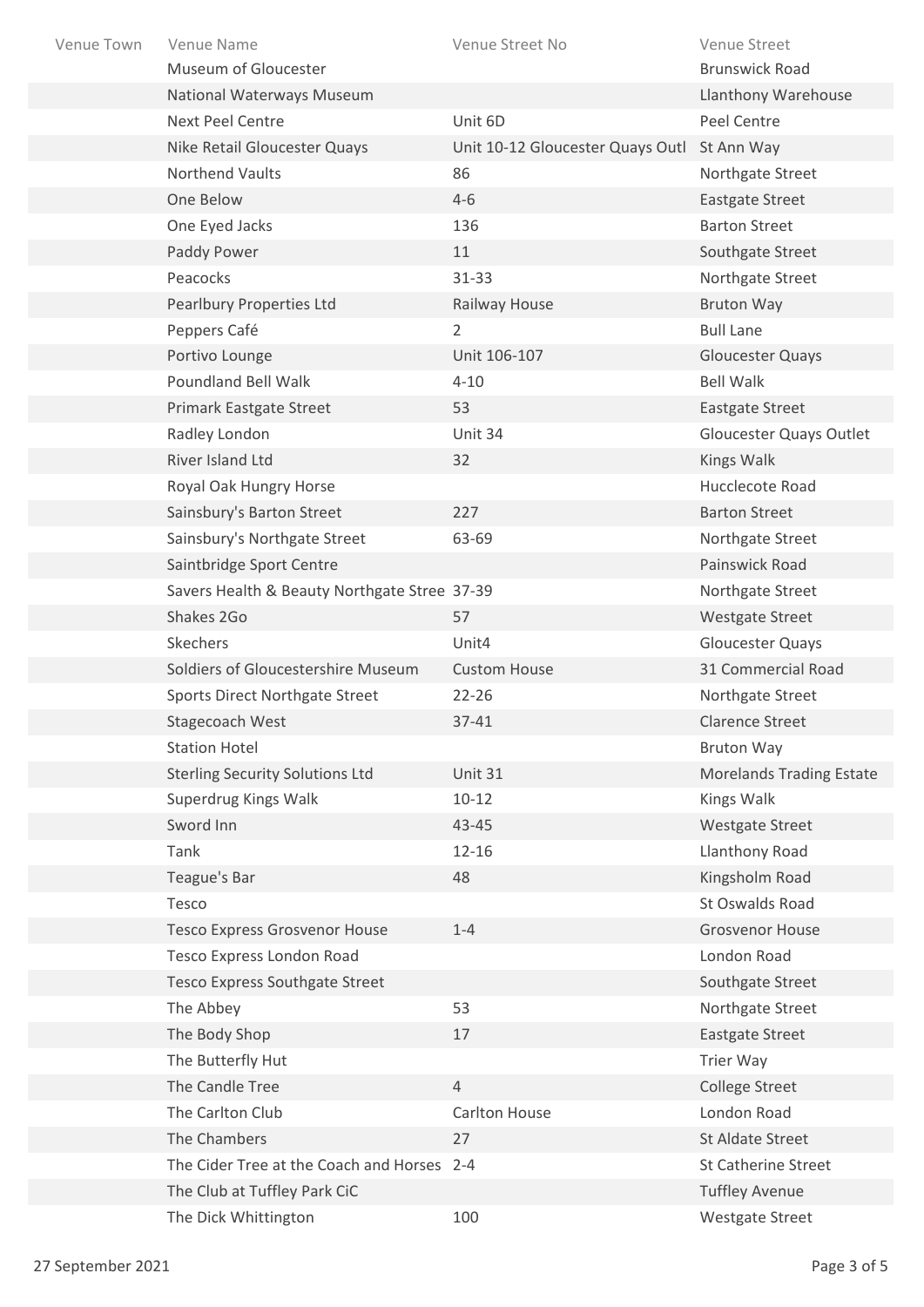| Venue Town | Venue Name | Venue Street No | Venue Street |
|---|---|---|---|
| | Museum of Gloucester | | Brunswick Road |
| | National Waterways Museum | | Llanthony Warehouse |
| | Next Peel Centre | Unit 6D | Peel Centre |
| | Nike Retail Gloucester Quays | Unit 10-12 Gloucester Quays Outl | St Ann Way |
| | Northend Vaults | 86 | Northgate Street |
| | One Below | 4-6 | Eastgate Street |
| | One Eyed Jacks | 136 | Barton Street |
| | Paddy Power | 11 | Southgate Street |
| | Peacocks | 31-33 | Northgate Street |
| | Pearlbury Properties Ltd | Railway House | Bruton Way |
| | Peppers Café | 2 | Bull Lane |
| | Portivo Lounge | Unit 106-107 | Gloucester Quays |
| | Poundland Bell Walk | 4-10 | Bell Walk |
| | Primark Eastgate Street | 53 | Eastgate Street |
| | Radley London | Unit 34 | Gloucester Quays Outlet |
| | River Island Ltd | 32 | Kings Walk |
| | Royal Oak Hungry Horse | | Hucclecote Road |
| | Sainsbury's Barton Street | 227 | Barton Street |
| | Sainsbury's Northgate Street | 63-69 | Northgate Street |
| | Saintbridge Sport Centre | | Painswick Road |
| | Savers Health & Beauty Northgate Stree | 37-39 | Northgate Street |
| | Shakes 2Go | 57 | Westgate Street |
| | Skechers | Unit4 | Gloucester Quays |
| | Soldiers of Gloucestershire Museum | Custom House | 31 Commercial Road |
| | Sports Direct Northgate Street | 22-26 | Northgate Street |
| | Stagecoach West | 37-41 | Clarence Street |
| | Station Hotel | | Bruton Way |
| | Sterling Security Solutions Ltd | Unit 31 | Morelands Trading Estate |
| | Superdrug Kings Walk | 10-12 | Kings Walk |
| | Sword Inn | 43-45 | Westgate Street |
| | Tank | 12-16 | Llanthony Road |
| | Teague's Bar | 48 | Kingsholm Road |
| | Tesco | | St Oswalds Road |
| | Tesco Express Grosvenor House | 1-4 | Grosvenor House |
| | Tesco Express London Road | | London Road |
| | Tesco Express Southgate Street | | Southgate Street |
| | The Abbey | 53 | Northgate Street |
| | The Body Shop | 17 | Eastgate Street |
| | The Butterfly Hut | | Trier Way |
| | The Candle Tree | 4 | College Street |
| | The Carlton Club | Carlton House | London Road |
| | The Chambers | 27 | St Aldate Street |
| | The Cider Tree at the Coach and Horses | 2-4 | St Catherine Street |
| | The Club at Tuffley Park CiC | | Tuffley Avenue |
| | The Dick Whittington | 100 | Westgate Street |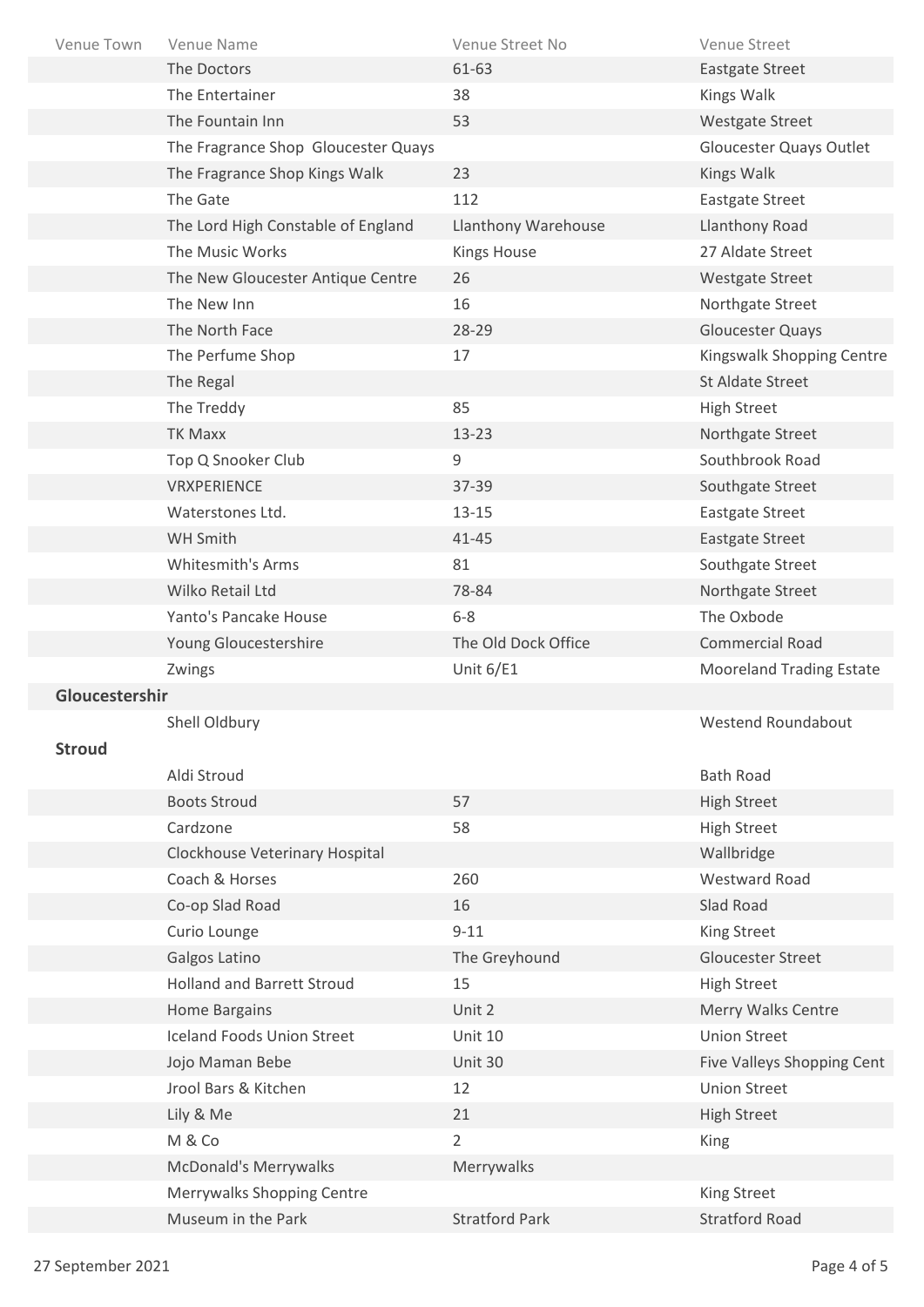| Venue Town | Venue Name | Venue Street No | Venue Street |
|---|---|---|---|
| | The Doctors | 61-63 | Eastgate Street |
| | The Entertainer | 38 | Kings Walk |
| | The Fountain Inn | 53 | Westgate Street |
| | The Fragrance Shop Gloucester Quays | | Gloucester Quays Outlet |
| | The Fragrance Shop Kings Walk | 23 | Kings Walk |
| | The Gate | 112 | Eastgate Street |
| | The Lord High Constable of England | Llanthony Warehouse | Llanthony Road |
| | The Music Works | Kings House | 27 Aldate Street |
| | The New Gloucester Antique Centre | 26 | Westgate Street |
| | The New Inn | 16 | Northgate Street |
| | The North Face | 28-29 | Gloucester Quays |
| | The Perfume Shop | 17 | Kingswalk Shopping Centre |
| | The Regal | | St Aldate Street |
| | The Treddy | 85 | High Street |
| | TK Maxx | 13-23 | Northgate Street |
| | Top Q Snooker Club | 9 | Southbrook Road |
| | VRXPERIENCE | 37-39 | Southgate Street |
| | Waterstones Ltd. | 13-15 | Eastgate Street |
| | WH Smith | 41-45 | Eastgate Street |
| | Whitesmith's Arms | 81 | Southgate Street |
| | Wilko Retail Ltd | 78-84 | Northgate Street |
| | Yanto's Pancake House | 6-8 | The Oxbode |
| | Young Gloucestershire | The Old Dock Office | Commercial Road |
| | Zwings | Unit 6/E1 | Mooreland Trading Estate |
| **Gloucestershir** | | | |
| | Shell Oldbury | | Westend Roundabout |
| **Stroud** | | | |
| | Aldi Stroud | | Bath Road |
| | Boots Stroud | 57 | High Street |
| | Cardzone | 58 | High Street |
| | Clockhouse Veterinary Hospital | | Wallbridge |
| | Coach & Horses | 260 | Westward Road |
| | Co-op Slad Road | 16 | Slad Road |
| | Curio Lounge | 9-11 | King Street |
| | Galgos Latino | The Greyhound | Gloucester Street |
| | Holland and Barrett Stroud | 15 | High Street |
| | Home Bargains | Unit 2 | Merry Walks Centre |
| | Iceland Foods Union Street | Unit 10 | Union Street |
| | Jojo Maman Bebe | Unit 30 | Five Valleys Shopping Cent |
| | Jrool Bars & Kitchen | 12 | Union Street |
| | Lily & Me | 21 | High Street |
| | M & Co | 2 | King |
| | McDonald's Merrywalks | Merrywalks | |
| | Merrywalks Shopping Centre | | King Street |
| | Museum in the Park | Stratford Park | Stratford Road |

27 September 2021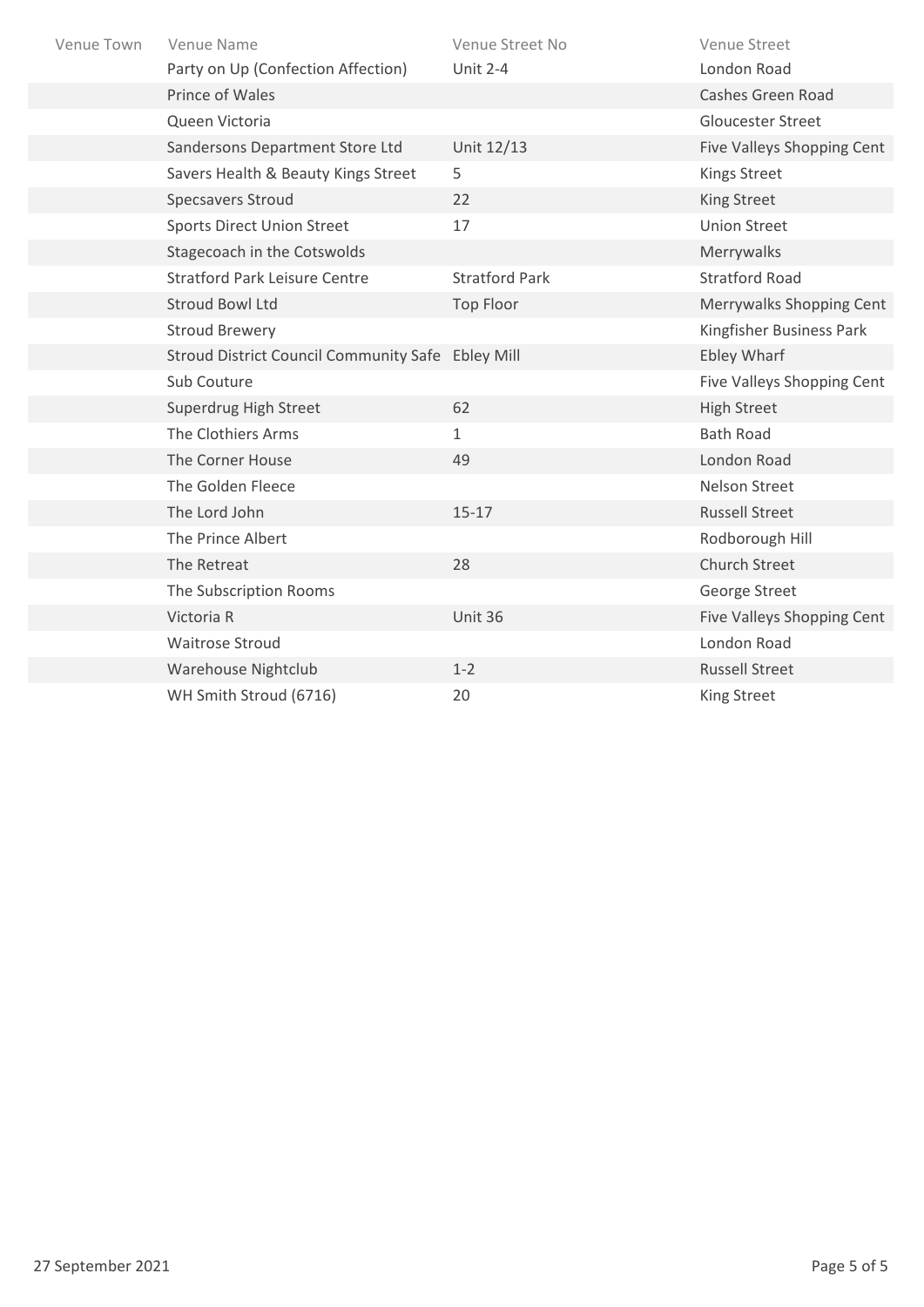| Venue Town | Venue Name | Venue Street No | Venue Street |
| --- | --- | --- | --- |
| | Party on Up (Confection Affection) | Unit 2-4 | London Road |
| | Prince of Wales | | Cashes Green Road |
| | Queen Victoria | | Gloucester Street |
| | Sandersons Department Store Ltd | Unit 12/13 | Five Valleys Shopping Cent |
| | Savers Health & Beauty Kings Street | 5 | Kings Street |
| | Specsavers Stroud | 22 | King Street |
| | Sports Direct Union Street | 17 | Union Street |
| | Stagecoach in the Cotswolds | | Merrywalks |
| | Stratford Park Leisure Centre | Stratford Park | Stratford Road |
| | Stroud Bowl Ltd | Top Floor | Merrywalks Shopping Cent |
| | Stroud Brewery | | Kingfisher Business Park |
| | Stroud District Council Community Safe | Ebley Mill | Ebley Wharf |
| | Sub Couture | | Five Valleys Shopping Cent |
| | Superdrug High Street | 62 | High Street |
| | The Clothiers Arms | 1 | Bath Road |
| | The Corner House | 49 | London Road |
| | The Golden Fleece | | Nelson Street |
| | The Lord John | 15-17 | Russell Street |
| | The Prince Albert | | Rodborough Hill |
| | The Retreat | 28 | Church Street |
| | The Subscription Rooms | | George Street |
| | Victoria R | Unit 36 | Five Valleys Shopping Cent |
| | Waitrose Stroud | | London Road |
| | Warehouse Nightclub | 1-2 | Russell Street |
| | WH Smith Stroud (6716) | 20 | King Street |

27 September 2021